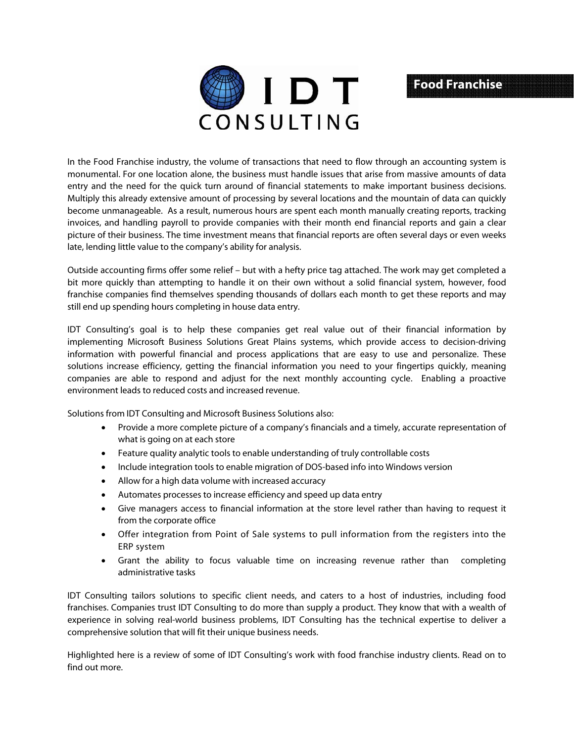IDT CONSULTING

## Food Franchise

In the Food Franchise industry, the volume of transactions that need to flow through an accounting system is monumental. For one location alone, the business must handle issues that arise from massive amounts of data entry and the need for the quick turn around of financial statements to make important business decisions. Multiply this already extensive amount of processing by several locations and the mountain of data can quickly become unmanageable. As a result, numerous hours are spent each month manually creating reports, tracking invoices, and handling payroll to provide companies with their month end financial reports and gain a clear picture of their business. The time investment means that financial reports are often several days or even weeks late, lending little value to the company's ability for analysis.

Outside accounting firms offer some relief – but with a hefty price tag attached. The work may get completed a bit more quickly than attempting to handle it on their own without a solid financial system, however, food franchise companies find themselves spending thousands of dollars each month to get these reports and may still end up spending hours completing in house data entry.

IDT Consulting's goal is to help these companies get real value out of their financial information by implementing Microsoft Business Solutions Great Plains systems, which provide access to decision-driving information with powerful financial and process applications that are easy to use and personalize. These solutions increase efficiency, getting the financial information you need to your fingertips quickly, meaning companies are able to respond and adjust for the next monthly accounting cycle. Enabling a proactive environment leads to reduced costs and increased revenue.

Solutions from IDT Consulting and Microsoft Business Solutions also:

- Provide a more complete picture of a company's financials and a timely, accurate representation of what is going on at each store
- Feature quality analytic tools to enable understanding of truly controllable costs
- Include integration tools to enable migration of DOS-based info into Windows version
- Allow for a high data volume with increased accuracy
- Automates processes to increase efficiency and speed up data entry
- Give managers access to financial information at the store level rather than having to request it from the corporate office
- Offer integration from Point of Sale systems to pull information from the registers into the ERP system
- Grant the ability to focus valuable time on increasing revenue rather than completing administrative tasks

IDT Consulting tailors solutions to specific client needs, and caters to a host of industries, including food franchises. Companies trust IDT Consulting to do more than supply a product. They know that with a wealth of experience in solving real-world business problems, IDT Consulting has the technical expertise to deliver a comprehensive solution that will fit their unique business needs.

Highlighted here is a review of some of IDT Consulting's work with food franchise industry clients. Read on to find out more.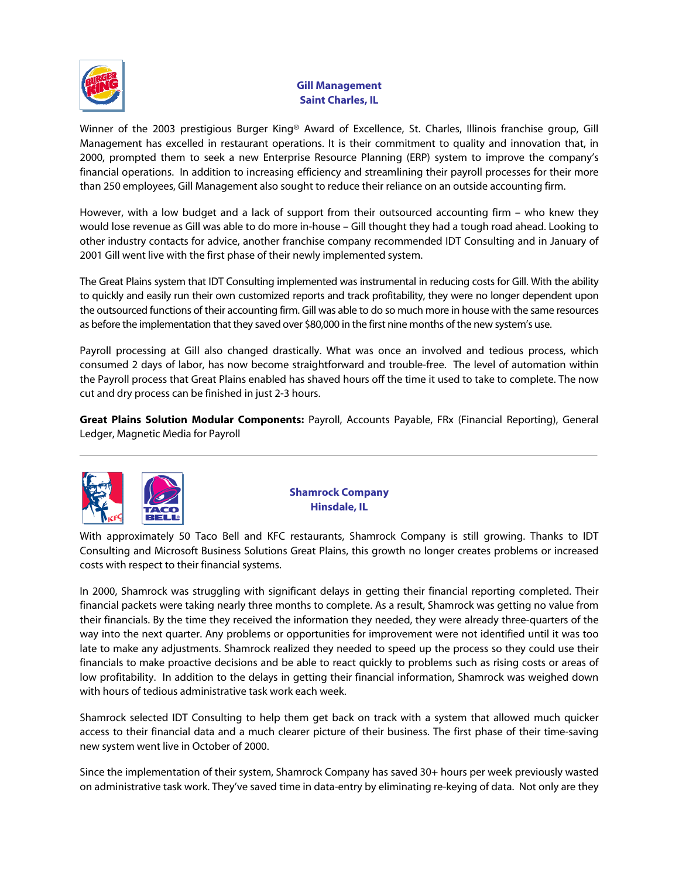## Gill Management
## Saint Charles, IL

Winner of the 2003 prestigious Burger King® Award of Excellence, St. Charles, Illinois franchise group, Gill Management has excelled in restaurant operations. It is their commitment to quality and innovation that, in 2000, prompted them to seek a new Enterprise Resource Planning (ERP) system to improve the company's financial operations. In addition to increasing efficiency and streamlining their payroll processes for their more than 250 employees, Gill Management also sought to reduce their reliance on an outside accounting firm.

However, with a low budget and a lack of support from their outsourced accounting firm – who knew they would lose revenue as Gill was able to do more in-house – Gill thought they had a tough road ahead. Looking to other industry contacts for advice, another franchise company recommended IDT Consulting and in January of 2001 Gill went live with the first phase of their newly implemented system.

The Great Plains system that IDT Consulting implemented was instrumental in reducing costs for Gill. With the ability to quickly and easily run their own customized reports and track profitability, they were no longer dependent upon the outsourced functions of their accounting firm. Gill was able to do so much more in house with the same resources as before the implementation that they saved over $80,000 in the first nine months of the new system's use.

Payroll processing at Gill also changed drastically. What was once an involved and tedious process, which consumed 2 days of labor, has now become straightforward and trouble-free. The level of automation within the Payroll process that Great Plains enabled has shaved hours off the time it used to take to complete. The now cut and dry process can be finished in just 2-3 hours.

**Great Plains Solution Modular Components:** Payroll, Accounts Payable, FRx (Financial Reporting), General Ledger, Magnetic Media for Payroll

---

## Shamrock Company
## Hinsdale, IL

With approximately 50 Taco Bell and KFC restaurants, Shamrock Company is still growing. Thanks to IDT Consulting and Microsoft Business Solutions Great Plains, this growth no longer creates problems or increased costs with respect to their financial systems.

In 2000, Shamrock was struggling with significant delays in getting their financial reporting completed. Their financial packets were taking nearly three months to complete. As a result, Shamrock was getting no value from their financials. By the time they received the information they needed, they were already three-quarters of the way into the next quarter. Any problems or opportunities for improvement were not identified until it was too late to make any adjustments. Shamrock realized they needed to speed up the process so they could use their financials to make proactive decisions and be able to react quickly to problems such as rising costs or areas of low profitability. In addition to the delays in getting their financial information, Shamrock was weighed down with hours of tedious administrative task work each week.

Shamrock selected IDT Consulting to help them get back on track with a system that allowed much quicker access to their financial data and a much clearer picture of their business. The first phase of their time-saving new system went live in October of 2000.

Since the implementation of their system, Shamrock Company has saved 30+ hours per week previously wasted on administrative task work. They've saved time in data-entry by eliminating re-keying of data. Not only are they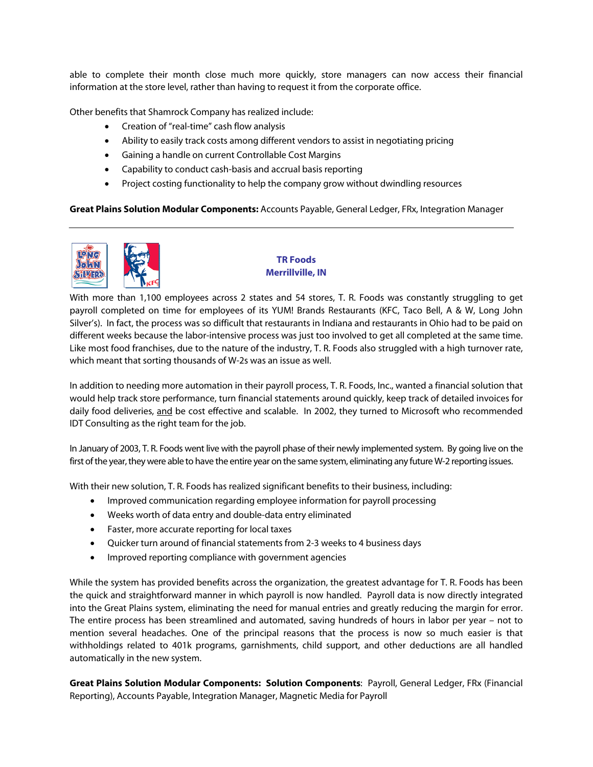able to complete their month close much more quickly, store managers can now access their financial information at the store level, rather than having to request it from the corporate office.

Other benefits that Shamrock Company has realized include:

- Creation of "real-time" cash flow analysis
- Ability to easily track costs among different vendors to assist in negotiating pricing
- Gaining a handle on current Controllable Cost Margins
- Capability to conduct cash-basis and accrual basis reporting
- Project costing functionality to help the company grow without dwindling resources

**Great Plains Solution Modular Components:** Accounts Payable, General Ledger, FRx, Integration Manager

---

**TR Foods**
**Merrillville, IN**

With more than 1,100 employees across 2 states and 54 stores, T. R. Foods was constantly struggling to get payroll completed on time for employees of its YUM! Brands Restaurants (KFC, Taco Bell, A & W, Long John Silver's). In fact, the process was so difficult that restaurants in Indiana and restaurants in Ohio had to be paid on different weeks because the labor-intensive process was just too involved to get all completed at the same time. Like most food franchises, due to the nature of the industry, T. R. Foods also struggled with a high turnover rate, which meant that sorting thousands of W-2s was an issue as well.

In addition to needing more automation in their payroll process, T. R. Foods, Inc., wanted a financial solution that would help track store performance, turn financial statements around quickly, keep track of detailed invoices for daily food deliveries, and be cost effective and scalable. In 2002, they turned to Microsoft who recommended IDT Consulting as the right team for the job.

In January of 2003, T. R. Foods went live with the payroll phase of their newly implemented system. By going live on the first of the year, they were able to have the entire year on the same system, eliminating any future W-2 reporting issues.

With their new solution, T. R. Foods has realized significant benefits to their business, including:

- Improved communication regarding employee information for payroll processing
- Weeks worth of data entry and double-data entry eliminated
- Faster, more accurate reporting for local taxes
- Quicker turn around of financial statements from 2-3 weeks to 4 business days
- Improved reporting compliance with government agencies

While the system has provided benefits across the organization, the greatest advantage for T. R. Foods has been the quick and straightforward manner in which payroll is now handled. Payroll data is now directly integrated into the Great Plains system, eliminating the need for manual entries and greatly reducing the margin for error. The entire process has been streamlined and automated, saving hundreds of hours in labor per year – not to mention several headaches. One of the principal reasons that the process is now so much easier is that withholdings related to 401k programs, garnishments, child support, and other deductions are all handled automatically in the new system.

**Great Plains Solution Modular Components: Solution Components**: Payroll, General Ledger, FRx (Financial Reporting), Accounts Payable, Integration Manager, Magnetic Media for Payroll